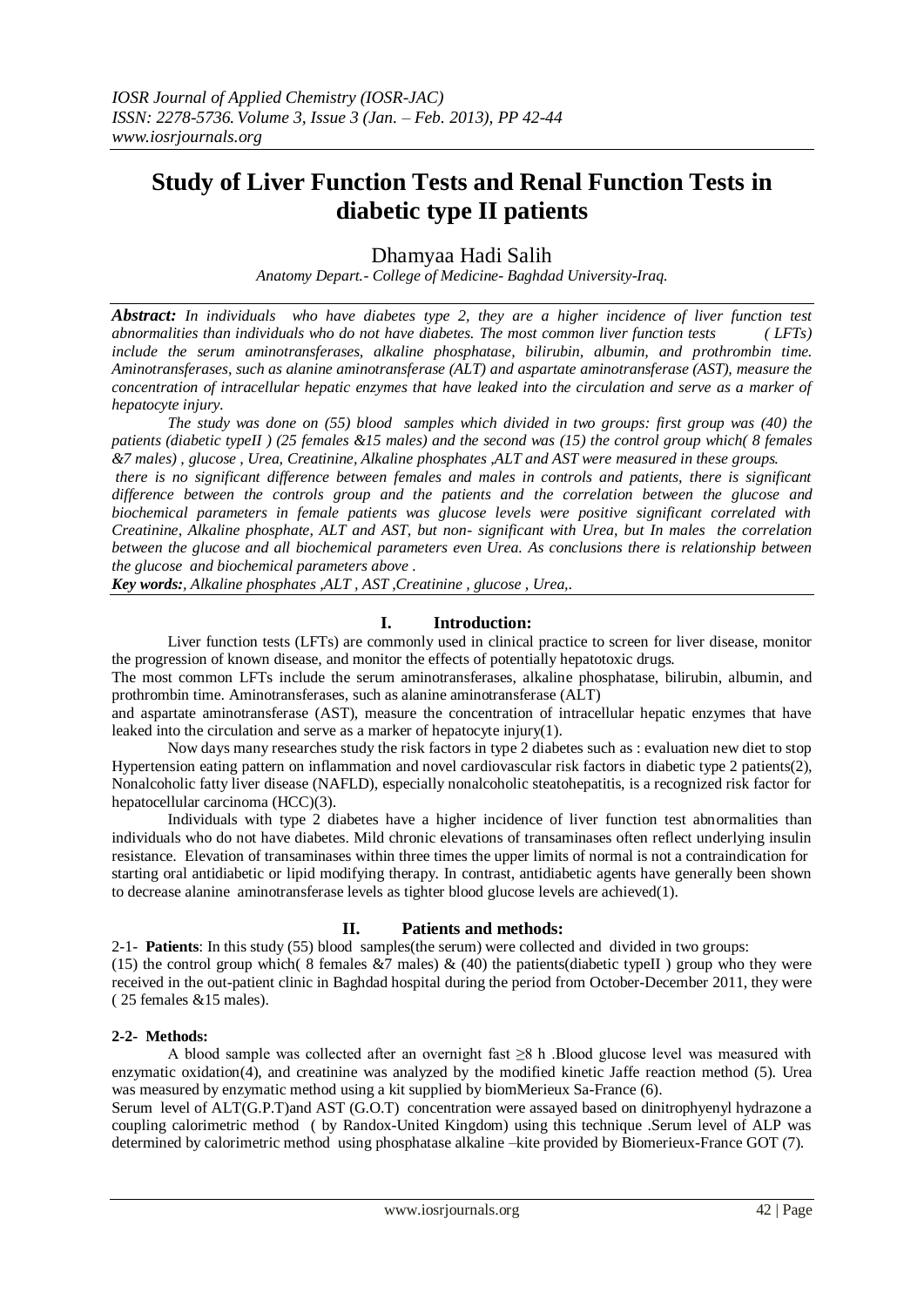# Study of Liver Function Tests and Renal Function Tests in diabetic type II patients

Dhamyaa Hadi Salih

*Anatomy Depart.- College of Medicine- Baghdad University-Iraq.*

***Abstract:*** *In individuals who have diabetes type 2, they are a higher incidence of liver function test abnormalities than individuals who do not have diabetes. The most common liver function tests ( LFTs) include the serum aminotransferases, alkaline phosphatase, bilirubin, albumin, and prothrombin time. Aminotransferases, such as alanine aminotransferase (ALT) and aspartate aminotransferase (AST), measure the concentration of intracellular hepatic enzymes that have leaked into the circulation and serve as a marker of hepatocyte injury.*

*The study was done on (55) blood samples which divided in two groups: first group was (40) the patients (diabetic typeII ) (25 females &15 males) and the second was (15) the control group which( 8 females &7 males) , glucose , Urea, Creatinine, Alkaline phosphates ,ALT and AST were measured in these groups.*

*there is no significant difference between females and males in controls and patients, there is significant difference between the controls group and the patients and the correlation between the glucose and biochemical parameters in female patients was glucose levels were positive significant correlated with Creatinine, Alkaline phosphate, ALT and AST, but non- significant with Urea, but In males the correlation between the glucose and all biochemical parameters even Urea. As conclusions there is relationship between the glucose and biochemical parameters above .*

***Key words:****, Alkaline phosphates ,ALT , AST ,Creatinine , glucose , Urea,.*

## I. Introduction:

Liver function tests (LFTs) are commonly used in clinical practice to screen for liver disease, monitor the progression of known disease, and monitor the effects of potentially hepatotoxic drugs.

The most common LFTs include the serum aminotransferases, alkaline phosphatase, bilirubin, albumin, and prothrombin time. Aminotransferases, such as alanine aminotransferase (ALT) and aspartate aminotransferase (AST), measure the concentration of intracellular hepatic enzymes that have leaked into the circulation and serve as a marker of hepatocyte injury(1).

Now days many researches study the risk factors in type 2 diabetes such as : evaluation new diet to stop Hypertension eating pattern on inflammation and novel cardiovascular risk factors in diabetic type 2 patients(2), Nonalcoholic fatty liver disease (NAFLD), especially nonalcoholic steatohepatitis, is a recognized risk factor for hepatocellular carcinoma (HCC)(3).

Individuals with type 2 diabetes have a higher incidence of liver function test abnormalities than individuals who do not have diabetes. Mild chronic elevations of transaminases often reflect underlying insulin resistance. Elevation of transaminases within three times the upper limits of normal is not a contraindication for starting oral antidiabetic or lipid modifying therapy. In contrast, antidiabetic agents have generally been shown to decrease alanine aminotransferase levels as tighter blood glucose levels are achieved(1).

## II. Patients and methods:

2-1- **Patients**: In this study (55) blood samples(the serum) were collected and divided in two groups:
(15) the control group which( 8 females &7 males) & (40) the patients(diabetic typeII ) group who they were received in the out-patient clinic in Baghdad hospital during the period from October-December 2011, they were ( 25 females &15 males).

### 2-2- Methods:

A blood sample was collected after an overnight fast ≥8 h .Blood glucose level was measured with enzymatic oxidation(4), and creatinine was analyzed by the modified kinetic Jaffe reaction method (5). Urea was measured by enzymatic method using a kit supplied by biomMerieux Sa-France (6).

Serum level of ALT(G.P.T)and AST (G.O.T) concentration were assayed based on dinitrophyenyl hydrazone a coupling calorimetric method ( by Randox-United Kingdom) using this technique .Serum level of ALP was determined by calorimetric method using phosphatase alkaline –kite provided by Biomerieux-France GOT (7).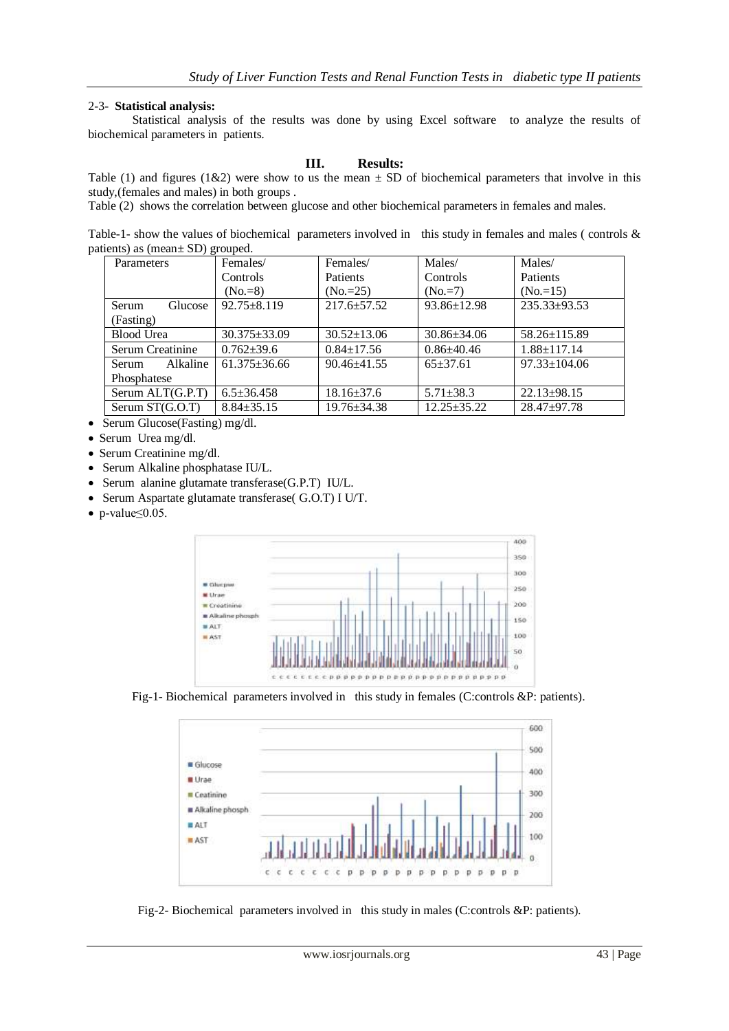2-3- **Statistical analysis:**

Statistical analysis of the results was done by using Excel software to analyze the results of biochemical parameters in patients.

## III. Results:

Table (1) and figures (1&2) were show to us the mean ± SD of biochemical parameters that involve in this study,(females and males) in both groups .

Table (2) shows the correlation between glucose and other biochemical parameters in females and males.

Table-1- show the values of biochemical parameters involved in this study in females and males ( controls & patients) as (mean± SD) grouped.

| Parameters | Females/ Controls (No.=8) | Females/ Patients (No.=25) | Males/ Controls (No.=7) | Males/ Patients (No.=15) |
|---|---|---|---|---|
| Serum Glucose (Fasting) | 92.75±8.119 | 217.6±57.52 | 93.86±12.98 | 235.33±93.53 |
| Blood Urea | 30.375±33.09 | 30.52±13.06 | 30.86±34.06 | 58.26±115.89 |
| Serum Creatinine | 0.762±39.6 | 0.84±17.56 | 0.86±40.46 | 1.88±117.14 |
| Serum Alkaline Phosphatese | 61.375±36.66 | 90.46±41.55 | 65±37.61 | 97.33±104.06 |
| Serum ALT(G.P.T) | 6.5±36.458 | 18.16±37.6 | 5.71±38.3 | 22.13±98.15 |
| Serum ST(G.O.T) | 8.84±35.15 | 19.76±34.38 | 12.25±35.22 | 28.47±97.78 |

- Serum Glucose(Fasting) mg/dl.
- Serum Urea mg/dl.
- Serum Creatinine mg/dl.
- Serum Alkaline phosphatase IU/L.
- Serum alanine glutamate transferase(G.P.T) IU/L.
- Serum Aspartate glutamate transferase( G.O.T) I U/T.
- p-value≤0.05.

Glucose
Urae
Creatinine
Alkaline phosph
ALT
AST

400
350
300
250
200
150
100
50
0

C C C C C C C C P P P P P P P P P P P P P P P P P P P P P P P P P

Fig-1- Biochemical parameters involved in this study in females (C:controls &P: patients).

Glucose
Urae
Ceatinine
Alkaline phosph
ALT
AST

600
500
400
300
200
100
0

C C C C C C C P P P P P P P P P P P P P P P

Fig-2- Biochemical parameters involved in this study in males (C:controls &P: patients).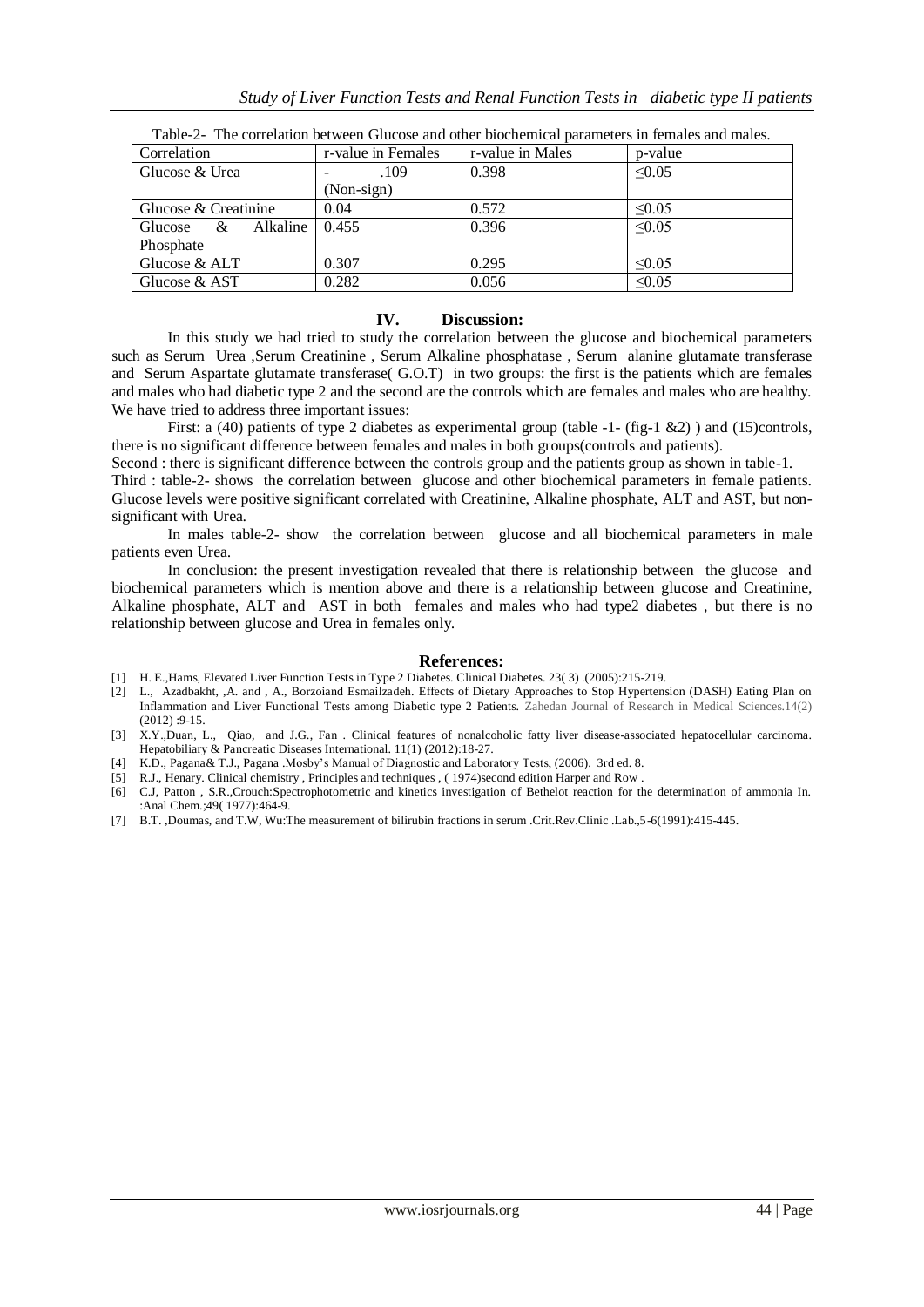Table-2- The correlation between Glucose and other biochemical parameters in females and males.

| Correlation | r-value in Females | r-value in Males | p-value |
|---|---|---|---|
| Glucose & Urea | - .109 (Non-sign) | 0.398 | ≤0.05 |
| Glucose & Creatinine | 0.04 | 0.572 | ≤0.05 |
| Glucose & Alkaline Phosphate | 0.455 | 0.396 | ≤0.05 |
| Glucose & ALT | 0.307 | 0.295 | ≤0.05 |
| Glucose & AST | 0.282 | 0.056 | ≤0.05 |

## IV. Discussion:

In this study we had tried to study the correlation between the glucose and biochemical parameters such as Serum Urea ,Serum Creatinine , Serum Alkaline phosphatase , Serum alanine glutamate transferase and Serum Aspartate glutamate transferase( G.O.T) in two groups: the first is the patients which are females and males who had diabetic type 2 and the second are the controls which are females and males who are healthy. We have tried to address three important issues:

First: a (40) patients of type 2 diabetes as experimental group (table -1- (fig-1 &2) ) and (15)controls, there is no significant difference between females and males in both groups(controls and patients).

Second : there is significant difference between the controls group and the patients group as shown in table-1.

Third : table-2- shows the correlation between glucose and other biochemical parameters in female patients. Glucose levels were positive significant correlated with Creatinine, Alkaline phosphate, ALT and AST, but non-significant with Urea.

In males table-2- show the correlation between glucose and all biochemical parameters in male patients even Urea.

In conclusion: the present investigation revealed that there is relationship between the glucose and biochemical parameters which is mention above and there is a relationship between glucose and Creatinine, Alkaline phosphate, ALT and AST in both females and males who had type2 diabetes , but there is no relationship between glucose and Urea in females only.

## References:

[1] H. E.,Hams, Elevated Liver Function Tests in Type 2 Diabetes. Clinical Diabetes. 23( 3) .(2005):215-219.

[2] L., Azadbakht, ,A. and , A., Borzoiand Esmailzadeh. Effects of Dietary Approaches to Stop Hypertension (DASH) Eating Plan on Inflammation and Liver Functional Tests among Diabetic type 2 Patients. Zahedan Journal of Research in Medical Sciences.14(2) (2012) :9-15.

[3] X.Y.,Duan, L., Qiao, and J.G., Fan . Clinical features of nonalcoholic fatty liver disease-associated hepatocellular carcinoma. Hepatobiliary & Pancreatic Diseases International. 11(1) (2012):18-27.

[4] K.D., Pagana& T.J., Pagana .Mosby's Manual of Diagnostic and Laboratory Tests, (2006). 3rd ed. 8.

[5] R.J., Henary. Clinical chemistry , Principles and techniques , ( 1974)second edition Harper and Row .

[6] C.J, Patton , S.R.,Crouch:Spectrophotometric and kinetics investigation of Bethelot reaction for the determination of ammonia In. :Anal Chem.;49( 1977):464-9.

[7] B.T. ,Doumas, and T.W, Wu:The measurement of bilirubin fractions in serum .Crit.Rev.Clinic .Lab.,5-6(1991):415-445.